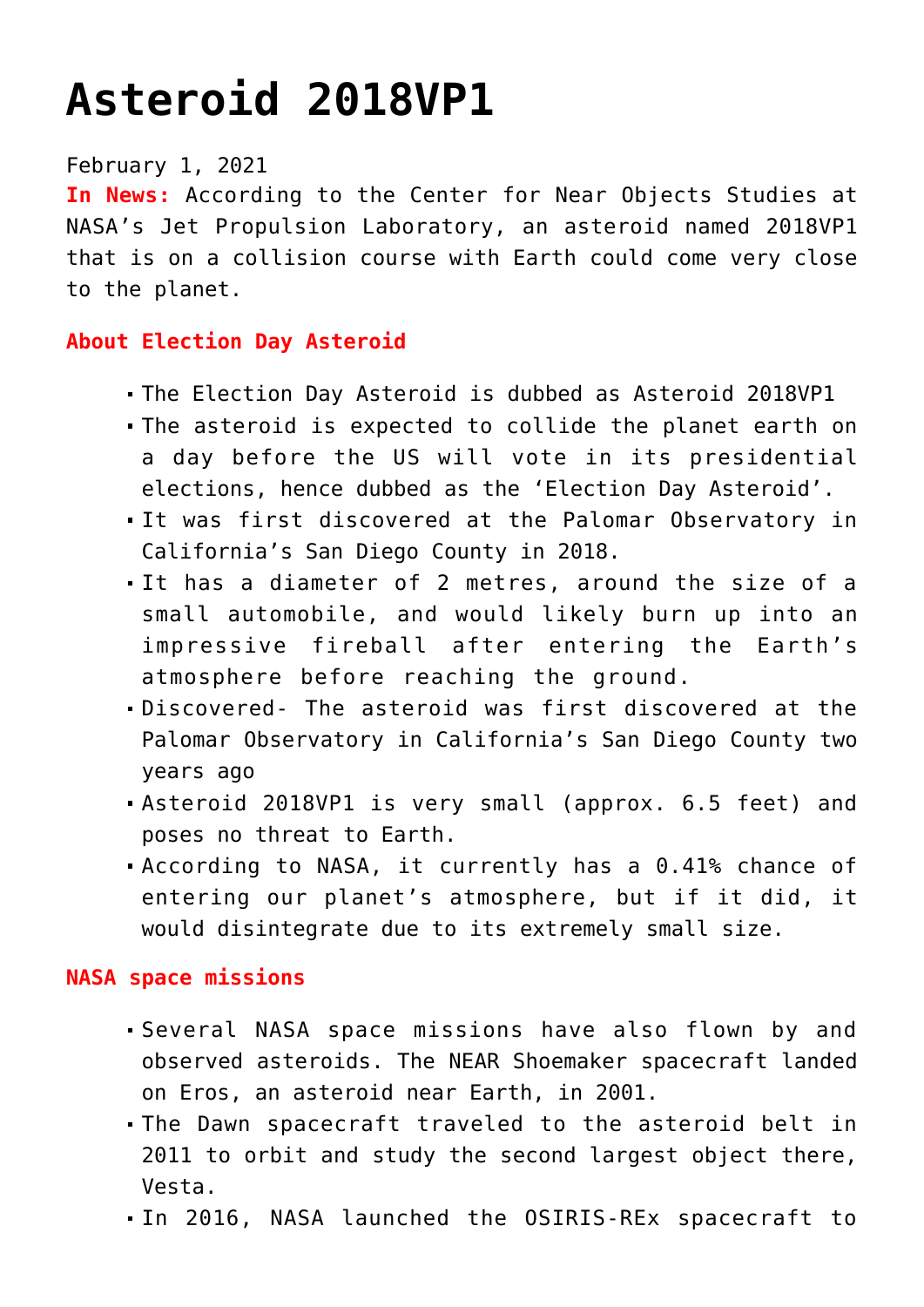# Asteroid 2018VP1

February 1, 2021

**In News:** According to the Center for Near Objects Studies at NASA's Jet Propulsion Laboratory, an asteroid named 2018VP1 that is on a collision course with Earth could come very close to the planet.

### About Election Day Asteroid

- The Election Day Asteroid is dubbed as Asteroid 2018VP1
- The asteroid is expected to collide the planet earth on a day before the US will vote in its presidential elections, hence dubbed as the 'Election Day Asteroid'.
- It was first discovered at the Palomar Observatory in California's San Diego County in 2018.
- It has a diameter of 2 metres, around the size of a small automobile, and would likely burn up into an impressive fireball after entering the Earth's atmosphere before reaching the ground.
- Discovered- The asteroid was first discovered at the Palomar Observatory in California's San Diego County two years ago
- Asteroid 2018VP1 is very small (approx. 6.5 feet) and poses no threat to Earth.
- According to NASA, it currently has a 0.41% chance of entering our planet's atmosphere, but if it did, it would disintegrate due to its extremely small size.

### NASA space missions

- Several NASA space missions have also flown by and observed asteroids. The NEAR Shoemaker spacecraft landed on Eros, an asteroid near Earth, in 2001.
- The Dawn spacecraft traveled to the asteroid belt in 2011 to orbit and study the second largest object there, Vesta.
- In 2016, NASA launched the OSIRIS-REx spacecraft to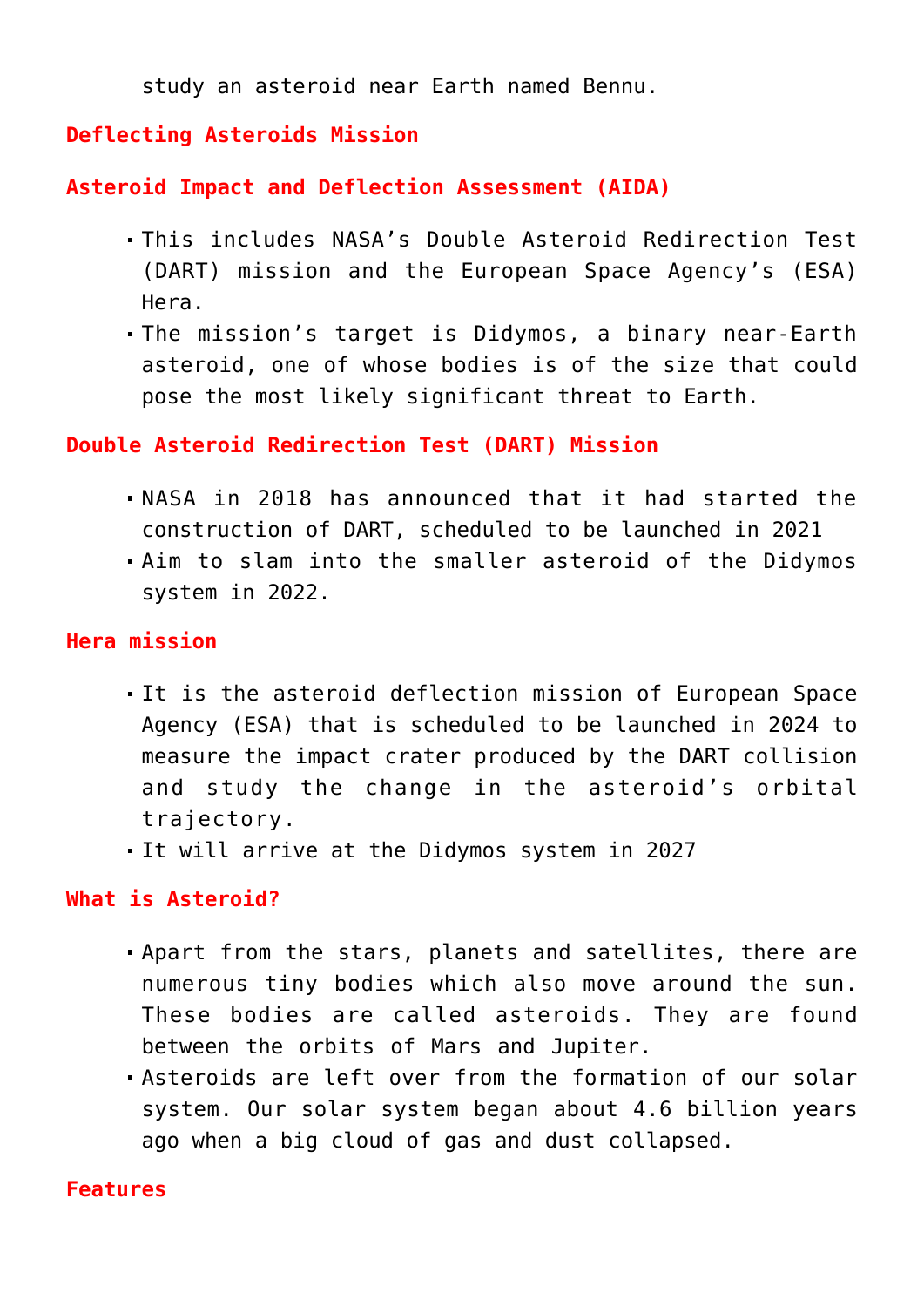study an asteroid near Earth named Bennu.

## Deflecting Asteroids Mission

## Asteroid Impact and Deflection Assessment (AIDA)

- This includes NASA's Double Asteroid Redirection Test (DART) mission and the European Space Agency's (ESA) Hera.
- The mission's target is Didymos, a binary near-Earth asteroid, one of whose bodies is of the size that could pose the most likely significant threat to Earth.

## Double Asteroid Redirection Test (DART) Mission

- NASA in 2018 has announced that it had started the construction of DART, scheduled to be launched in 2021
- Aim to slam into the smaller asteroid of the Didymos system in 2022.

## Hera mission

- It is the asteroid deflection mission of European Space Agency (ESA) that is scheduled to be launched in 2024 to measure the impact crater produced by the DART collision and study the change in the asteroid's orbital trajectory.
- It will arrive at the Didymos system in 2027

## What is Asteroid?

- Apart from the stars, planets and satellites, there are numerous tiny bodies which also move around the sun. These bodies are called asteroids. They are found between the orbits of Mars and Jupiter.
- Asteroids are left over from the formation of our solar system. Our solar system began about 4.6 billion years ago when a big cloud of gas and dust collapsed.

## Features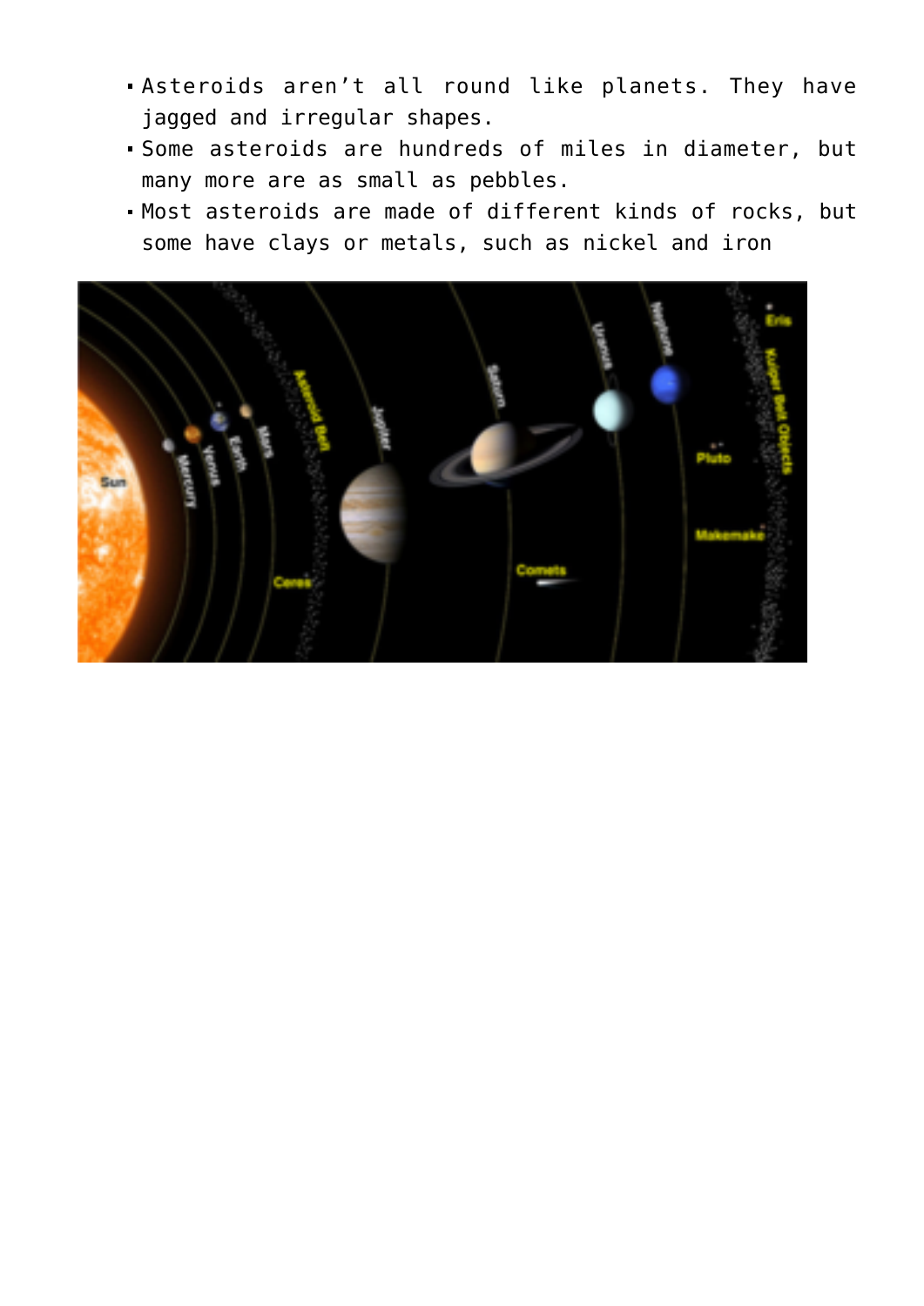- Asteroids aren't all round like planets. They have jagged and irregular shapes.
- Some asteroids are hundreds of miles in diameter, but many more are as small as pebbles.
- Most asteroids are made of different kinds of rocks, but some have clays or metals, such as nickel and iron